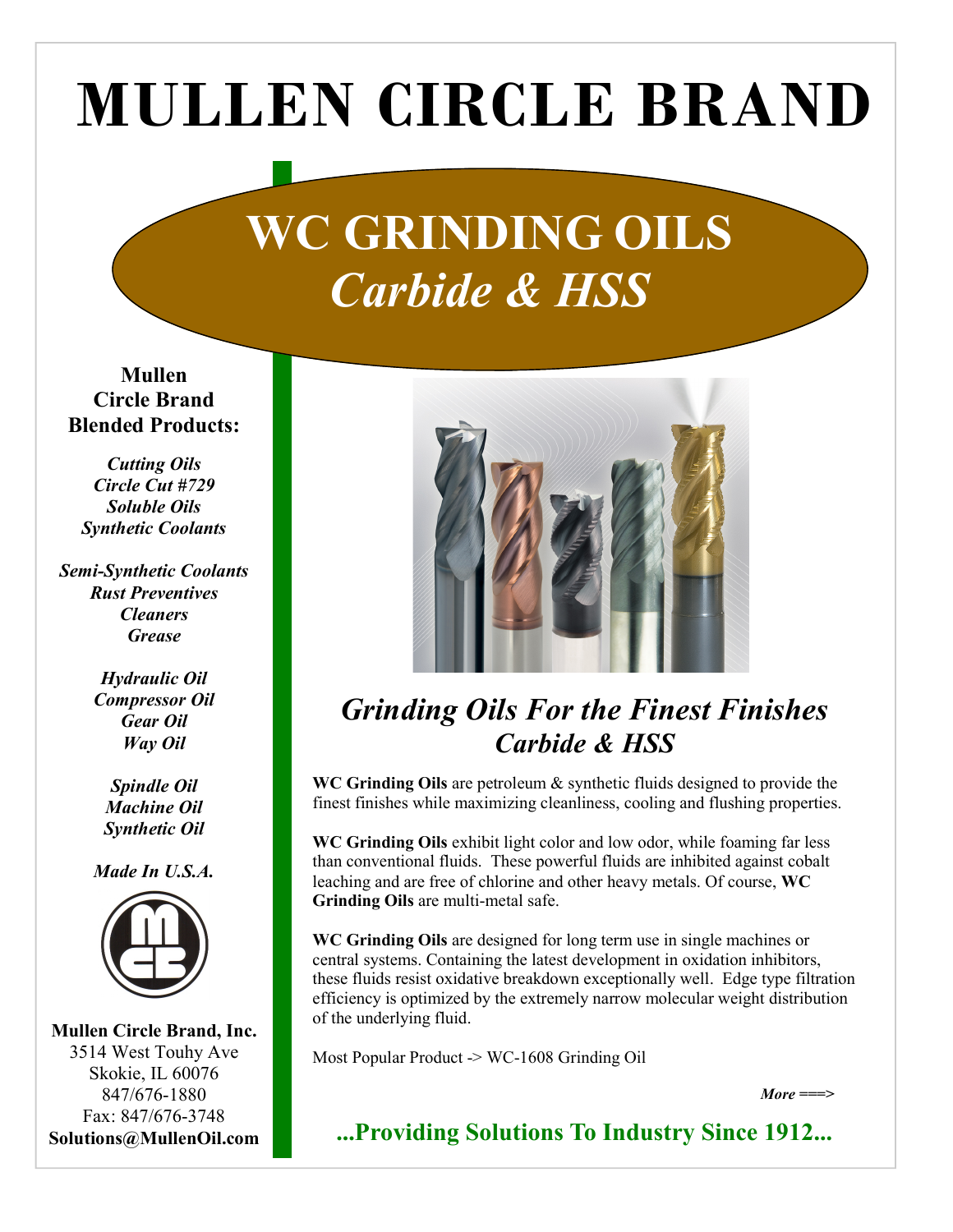# MULLEN CIRCLE BRAND

## WC GRINDING OILS
## *Carbide & HSS*

**Mullen Circle Brand Blended Products:**

***Cutting Oils***
***Circle Cut #729***
***Soluble Oils***
***Synthetic Coolants***

***Semi-Synthetic Coolants***
***Rust Preventives***
***Cleaners***
***Grease***

***Hydraulic Oil***
***Compressor Oil***
***Gear Oil***
***Way Oil***

***Spindle Oil***
***Machine Oil***
***Synthetic Oil***

***Made In U.S.A.***

**Mullen Circle Brand, Inc.**
3514 West Touhy Ave
Skokie, IL 60076
847/676-1880
Fax: 847/676-3748
**Solutions@MullenOil.com**

## *Grinding Oils For the Finest Finishes*
## *Carbide & HSS*

**WC Grinding Oils** are petroleum & synthetic fluids designed to provide the finest finishes while maximizing cleanliness, cooling and flushing properties.

**WC Grinding Oils** exhibit light color and low odor, while foaming far less than conventional fluids. These powerful fluids are inhibited against cobalt leaching and are free of chlorine and other heavy metals. Of course, **WC Grinding Oils** are multi-metal safe.

**WC Grinding Oils** are designed for long term use in single machines or central systems. Containing the latest development in oxidation inhibitors, these fluids resist oxidative breakdown exceptionally well. Edge type filtration efficiency is optimized by the extremely narrow molecular weight distribution of the underlying fluid.

Most Popular Product -> WC-1608 Grinding Oil

***More ===>***

**...Providing Solutions To Industry Since 1912...**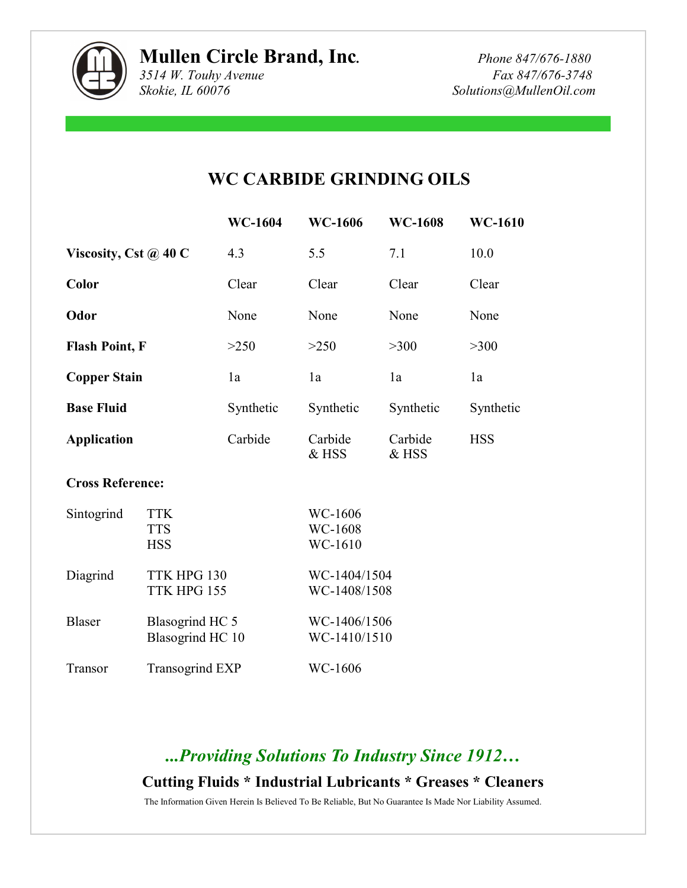**Mullen Circle Brand, Inc.**
*3514 W. Touhy Avenue*
*Skokie, IL 60076*

*Phone 847/676-1880*
*Fax 847/676-3748*
*Solutions@MullenOil.com*

# WC CARBIDE GRINDING OILS

| | WC-1604 | WC-1606 | WC-1608 | WC-1610 |
|---|---|---|---|---|
| **Viscosity, Cst @ 40 C** | 4.3 | 5.5 | 7.1 | 10.0 |
| **Color** | Clear | Clear | Clear | Clear |
| **Odor** | None | None | None | None |
| **Flash Point, F** | >250 | >250 | >300 | >300 |
| **Copper Stain** | 1a | 1a | 1a | 1a |
| **Base Fluid** | Synthetic | Synthetic | Synthetic | Synthetic |
| **Application** | Carbide | Carbide & HSS | Carbide & HSS | HSS |

**Cross Reference:**

| | | |
|---|---|---|
| Sintogrind | TTK | WC-1606 |
| | TTS | WC-1608 |
| | HSS | WC-1610 |
| Diagrind | TTK HPG 130 | WC-1404/1504 |
| | TTK HPG 155 | WC-1408/1508 |
| Blaser | Blasogrind HC 5 | WC-1406/1506 |
| | Blasogrind HC 10 | WC-1410/1510 |
| Transor | Transogrind EXP | WC-1606 |

*...Providing Solutions To Industry Since 1912…*

**Cutting Fluids * Industrial Lubricants * Greases * Cleaners**

The Information Given Herein Is Believed To Be Reliable, But No Guarantee Is Made Nor Liability Assumed.